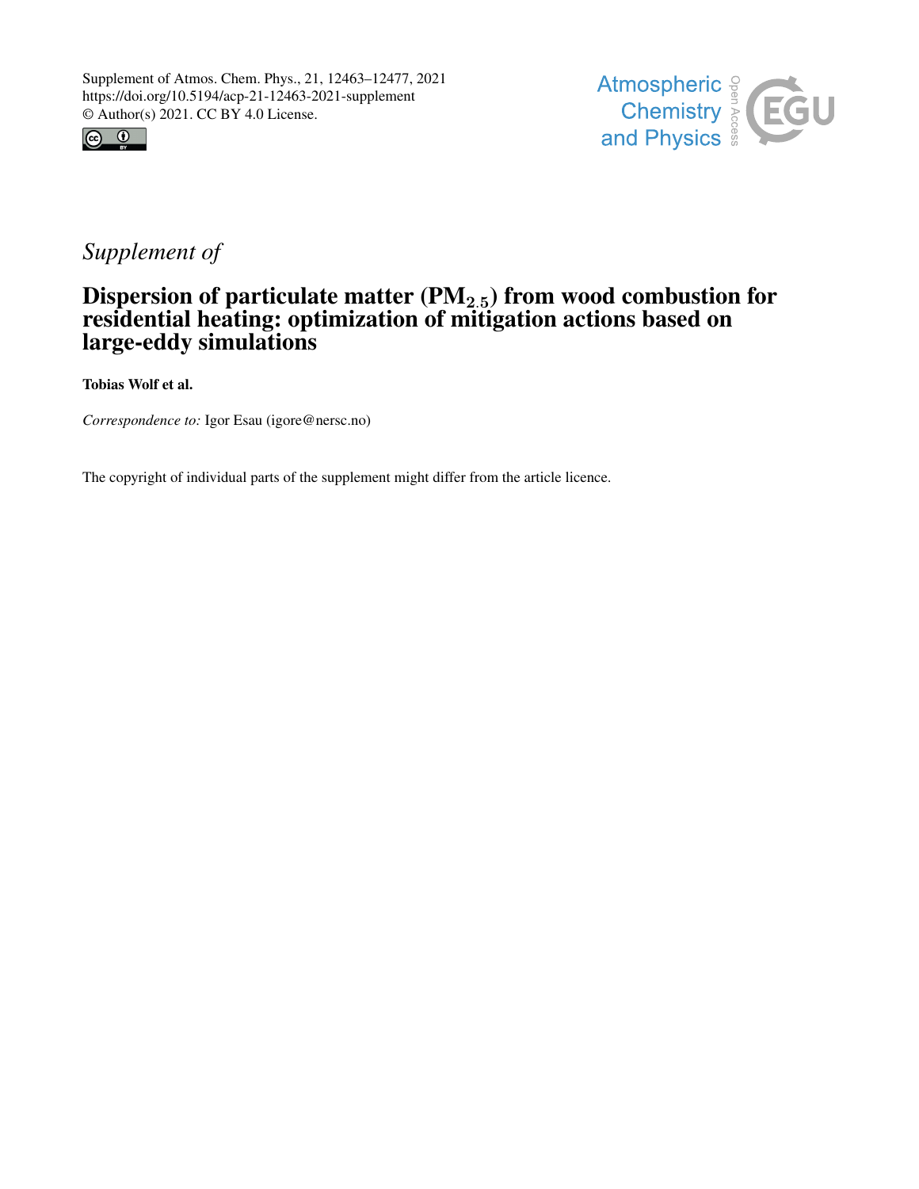Supplement of Atmos. Chem. Phys., 21, 12463–12477, 2021
https://doi.org/10.5194/acp-21-12463-2021-supplement
© Author(s) 2021. CC BY 4.0 License.

*Supplement of*

# Dispersion of particulate matter ($PM_{2.5}$) from wood combustion for residential heating: optimization of mitigation actions based on large-eddy simulations

**Tobias Wolf et al.**

*Correspondence to:* Igor Esau (igore@nersc.no)

The copyright of individual parts of the supplement might differ from the article licence.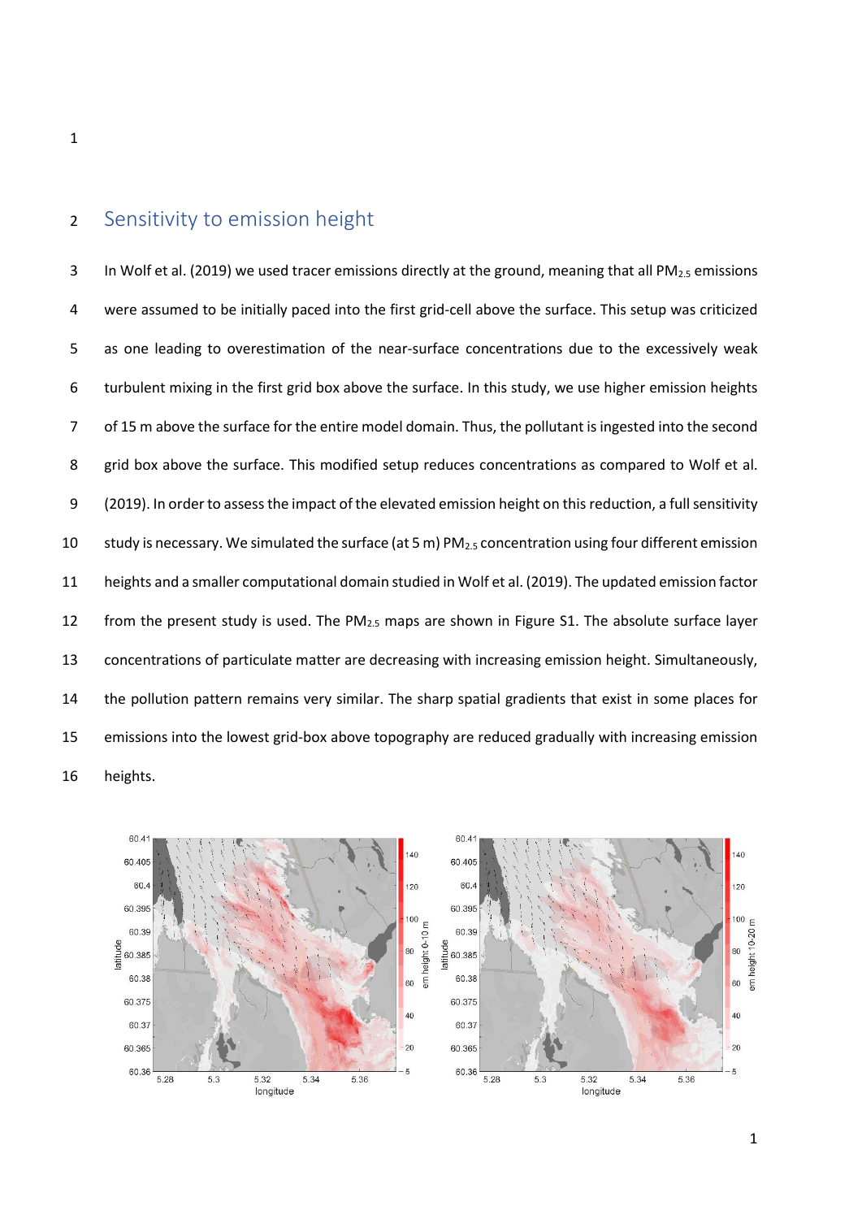## Sensitivity to emission height

In Wolf et al. (2019) we used tracer emissions directly at the ground, meaning that all $PM_{2.5}$ emissions were assumed to be initially paced into the first grid-cell above the surface. This setup was criticized as one leading to overestimation of the near-surface concentrations due to the excessively weak turbulent mixing in the first grid box above the surface. In this study, we use higher emission heights of 15 m above the surface for the entire model domain. Thus, the pollutant is ingested into the second grid box above the surface. This modified setup reduces concentrations as compared to Wolf et al. (2019). In order to assess the impact of the elevated emission height on this reduction, a full sensitivity study is necessary. We simulated the surface (at 5 m) $PM_{2.5}$ concentration using four different emission heights and a smaller computational domain studied in Wolf et al. (2019). The updated emission factor from the present study is used. The $PM_{2.5}$ maps are shown in Figure S1. The absolute surface layer concentrations of particulate matter are decreasing with increasing emission height. Simultaneously, the pollution pattern remains very similar. The sharp spatial gradients that exist in some places for emissions into the lowest grid-box above topography are reduced gradually with increasing emission heights.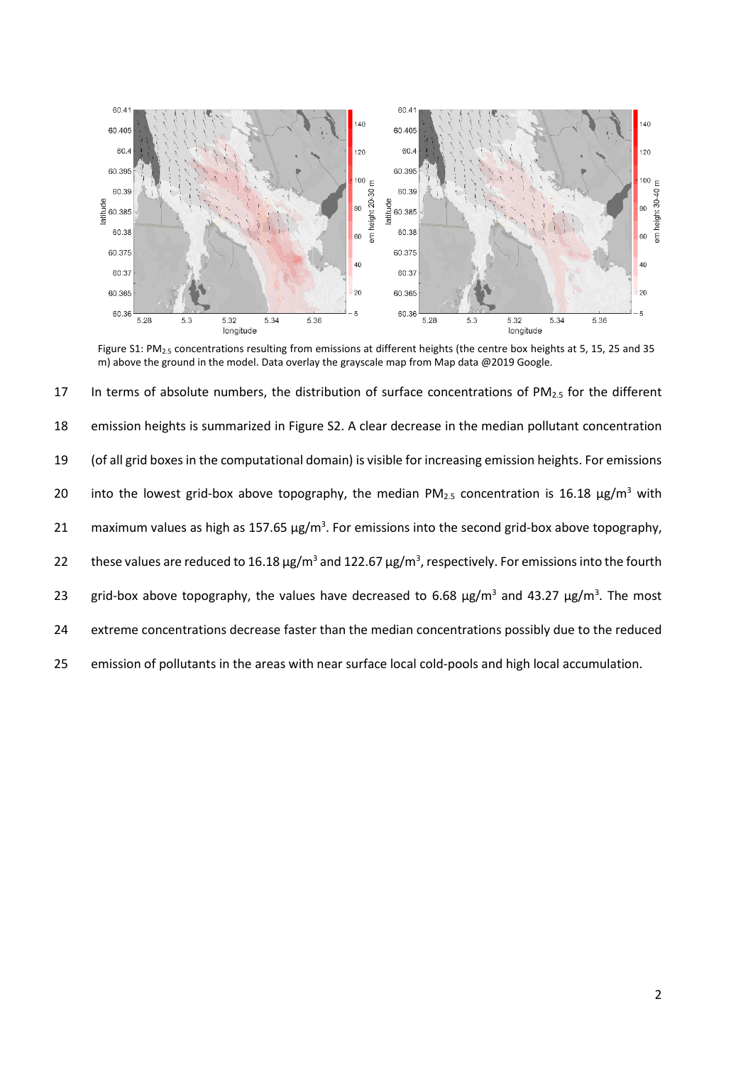Figure S1: $PM_{2.5}$ concentrations resulting from emissions at different heights (the centre box heights at 5, 15, 25 and 35 m) above the ground in the model. Data overlay the grayscale map from Map data @2019 Google.

In terms of absolute numbers, the distribution of surface concentrations of $PM_{2.5}$ for the different emission heights is summarized in Figure S2. A clear decrease in the median pollutant concentration (of all grid boxes in the computational domain) is visible for increasing emission heights. For emissions into the lowest grid-box above topography, the median $PM_{2.5}$ concentration is 16.18 μg/m³ with maximum values as high as 157.65 μg/m³. For emissions into the second grid-box above topography, these values are reduced to 16.18 μg/m³ and 122.67 μg/m³, respectively. For emissions into the fourth grid-box above topography, the values have decreased to 6.68 μg/m³ and 43.27 μg/m³. The most extreme concentrations decrease faster than the median concentrations possibly due to the reduced emission of pollutants in the areas with near surface local cold-pools and high local accumulation.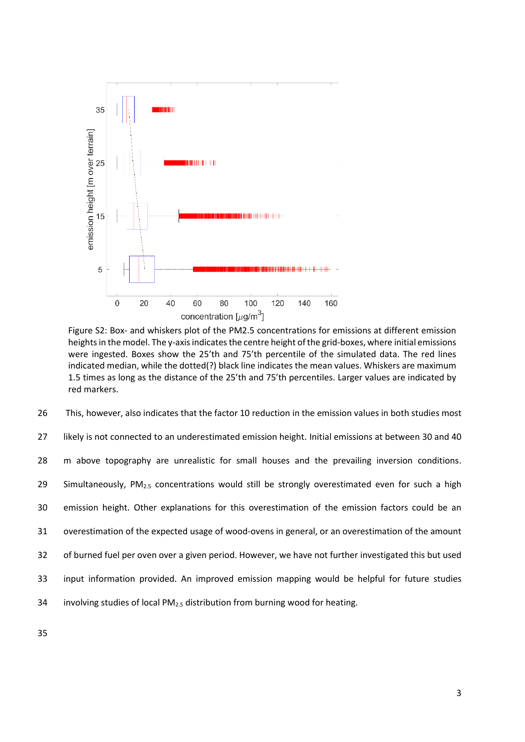emission height [m over terrain]

35

25

15

5

0 20 40 60 80 100 120 140 160

concentration [$\mu$g/m$^3$]

Figure S2: Box- and whiskers plot of the PM2.5 concentrations for emissions at different emission heights in the model. The y-axis indicates the centre height of the grid-boxes, where initial emissions were ingested. Boxes show the 25'th and 75'th percentile of the simulated data. The red lines indicated median, while the dotted(?) black line indicates the mean values. Whiskers are maximum 1.5 times as long as the distance of the 25'th and 75'th percentiles. Larger values are indicated by red markers.

26 This, however, also indicates that the factor 10 reduction in the emission values in both studies most

27 likely is not connected to an underestimated emission height. Initial emissions at between 30 and 40

28 m above topography are unrealistic for small houses and the prevailing inversion conditions.

29 Simultaneously, $PM_{2.5}$ concentrations would still be strongly overestimated even for such a high

30 emission height. Other explanations for this overestimation of the emission factors could be an

31 overestimation of the expected usage of wood-ovens in general, or an overestimation of the amount

32 of burned fuel per oven over a given period. However, we have not further investigated this but used

33 input information provided. An improved emission mapping would be helpful for future studies

34 involving studies of local $PM_{2.5}$ distribution from burning wood for heating.

35